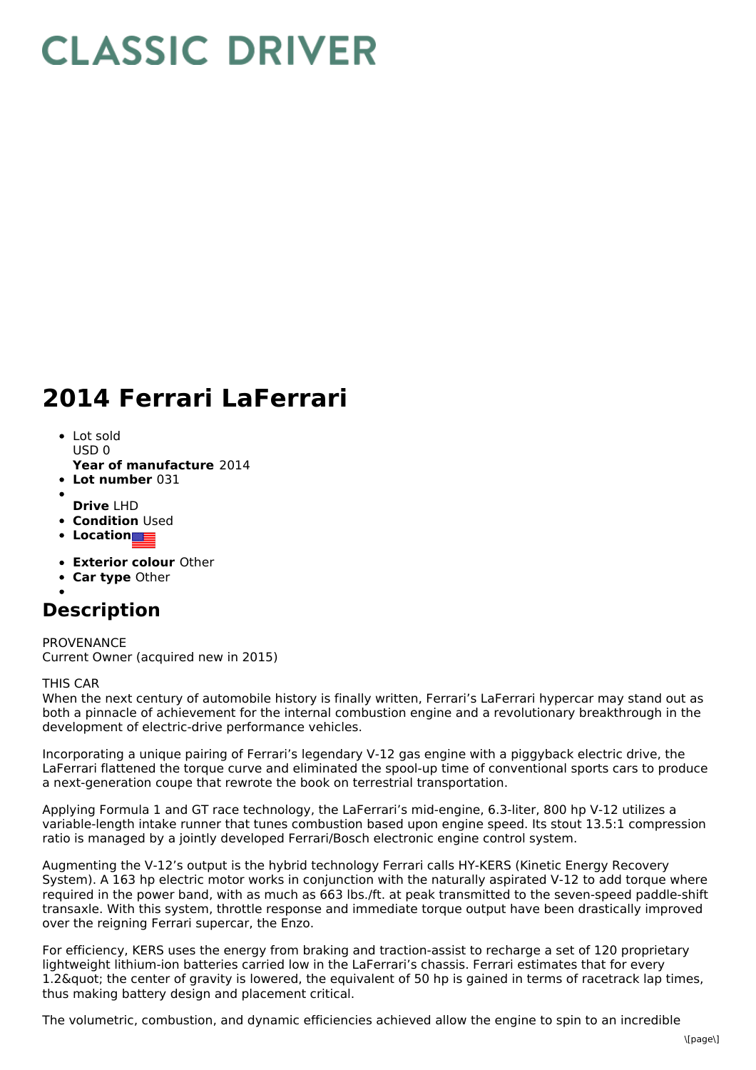# CLASSIC DRIVER

# 2014 Ferrari LaFerrari

- Lot sold
  USD 0
  **Year of manufacture** 2014
- **Lot number** 031
- 
  **Drive** LHD
- **Condition** Used
- **Location**
- **Exterior colour** Other
- **Car type** Other
- 

## Description

PROVENANCE
Current Owner (acquired new in 2015)

THIS CAR
When the next century of automobile history is finally written, Ferrari's LaFerrari hypercar may stand out as both a pinnacle of achievement for the internal combustion engine and a revolutionary breakthrough in the development of electric-drive performance vehicles.

Incorporating a unique pairing of Ferrari's legendary V-12 gas engine with a piggyback electric drive, the LaFerrari flattened the torque curve and eliminated the spool-up time of conventional sports cars to produce a next-generation coupe that rewrote the book on terrestrial transportation.

Applying Formula 1 and GT race technology, the LaFerrari's mid-engine, 6.3-liter, 800 hp V-12 utilizes a variable-length intake runner that tunes combustion based upon engine speed. Its stout 13.5:1 compression ratio is managed by a jointly developed Ferrari/Bosch electronic engine control system.

Augmenting the V-12's output is the hybrid technology Ferrari calls HY-KERS (Kinetic Energy Recovery System). A 163 hp electric motor works in conjunction with the naturally aspirated V-12 to add torque where required in the power band, with as much as 663 lbs./ft. at peak transmitted to the seven-speed paddle-shift transaxle. With this system, throttle response and immediate torque output have been drastically improved over the reigning Ferrari supercar, the Enzo.

For efficiency, KERS uses the energy from braking and traction-assist to recharge a set of 120 proprietary lightweight lithium-ion batteries carried low in the LaFerrari's chassis. Ferrari estimates that for every 1.2&quot; the center of gravity is lowered, the equivalent of 50 hp is gained in terms of racetrack lap times, thus making battery design and placement critical.

The volumetric, combustion, and dynamic efficiencies achieved allow the engine to spin to an incredible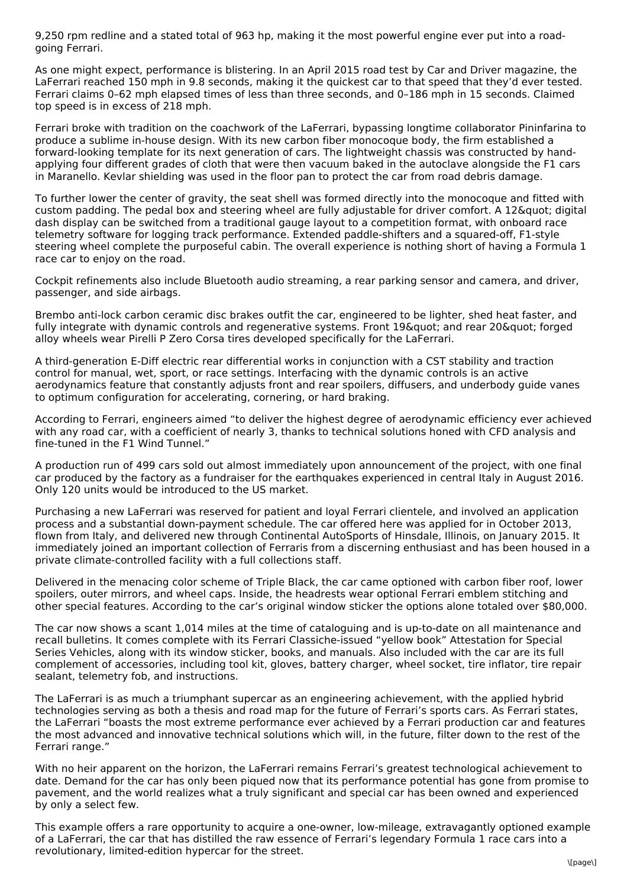9,250 rpm redline and a stated total of 963 hp, making it the most powerful engine ever put into a road-going Ferrari.

As one might expect, performance is blistering. In an April 2015 road test by Car and Driver magazine, the LaFerrari reached 150 mph in 9.8 seconds, making it the quickest car to that speed that they'd ever tested. Ferrari claims 0–62 mph elapsed times of less than three seconds, and 0–186 mph in 15 seconds. Claimed top speed is in excess of 218 mph.

Ferrari broke with tradition on the coachwork of the LaFerrari, bypassing longtime collaborator Pininfarina to produce a sublime in-house design. With its new carbon fiber monocoque body, the firm established a forward-looking template for its next generation of cars. The lightweight chassis was constructed by hand-applying four different grades of cloth that were then vacuum baked in the autoclave alongside the F1 cars in Maranello. Kevlar shielding was used in the floor pan to protect the car from road debris damage.

To further lower the center of gravity, the seat shell was formed directly into the monocoque and fitted with custom padding. The pedal box and steering wheel are fully adjustable for driver comfort. A 12&quot; digital dash display can be switched from a traditional gauge layout to a competition format, with onboard race telemetry software for logging track performance. Extended paddle-shifters and a squared-off, F1-style steering wheel complete the purposeful cabin. The overall experience is nothing short of having a Formula 1 race car to enjoy on the road.

Cockpit refinements also include Bluetooth audio streaming, a rear parking sensor and camera, and driver, passenger, and side airbags.

Brembo anti-lock carbon ceramic disc brakes outfit the car, engineered to be lighter, shed heat faster, and fully integrate with dynamic controls and regenerative systems. Front 19&quot; and rear 20&quot; forged alloy wheels wear Pirelli P Zero Corsa tires developed specifically for the LaFerrari.

A third-generation E-Diff electric rear differential works in conjunction with a CST stability and traction control for manual, wet, sport, or race settings. Interfacing with the dynamic controls is an active aerodynamics feature that constantly adjusts front and rear spoilers, diffusers, and underbody guide vanes to optimum configuration for accelerating, cornering, or hard braking.

According to Ferrari, engineers aimed "to deliver the highest degree of aerodynamic efficiency ever achieved with any road car, with a coefficient of nearly 3, thanks to technical solutions honed with CFD analysis and fine-tuned in the F1 Wind Tunnel."

A production run of 499 cars sold out almost immediately upon announcement of the project, with one final car produced by the factory as a fundraiser for the earthquakes experienced in central Italy in August 2016. Only 120 units would be introduced to the US market.

Purchasing a new LaFerrari was reserved for patient and loyal Ferrari clientele, and involved an application process and a substantial down-payment schedule. The car offered here was applied for in October 2013, flown from Italy, and delivered new through Continental AutoSports of Hinsdale, Illinois, on January 2015. It immediately joined an important collection of Ferraris from a discerning enthusiast and has been housed in a private climate-controlled facility with a full collections staff.

Delivered in the menacing color scheme of Triple Black, the car came optioned with carbon fiber roof, lower spoilers, outer mirrors, and wheel caps. Inside, the headrests wear optional Ferrari emblem stitching and other special features. According to the car's original window sticker the options alone totaled over $80,000.

The car now shows a scant 1,014 miles at the time of cataloguing and is up-to-date on all maintenance and recall bulletins. It comes complete with its Ferrari Classiche-issued "yellow book" Attestation for Special Series Vehicles, along with its window sticker, books, and manuals. Also included with the car are its full complement of accessories, including tool kit, gloves, battery charger, wheel socket, tire inflator, tire repair sealant, telemetry fob, and instructions.

The LaFerrari is as much a triumphant supercar as an engineering achievement, with the applied hybrid technologies serving as both a thesis and road map for the future of Ferrari's sports cars. As Ferrari states, the LaFerrari "boasts the most extreme performance ever achieved by a Ferrari production car and features the most advanced and innovative technical solutions which will, in the future, filter down to the rest of the Ferrari range."

With no heir apparent on the horizon, the LaFerrari remains Ferrari's greatest technological achievement to date. Demand for the car has only been piqued now that its performance potential has gone from promise to pavement, and the world realizes what a truly significant and special car has been owned and experienced by only a select few.

This example offers a rare opportunity to acquire a one-owner, low-mileage, extravagantly optioned example of a LaFerrari, the car that has distilled the raw essence of Ferrari's legendary Formula 1 race cars into a revolutionary, limited-edition hypercar for the street.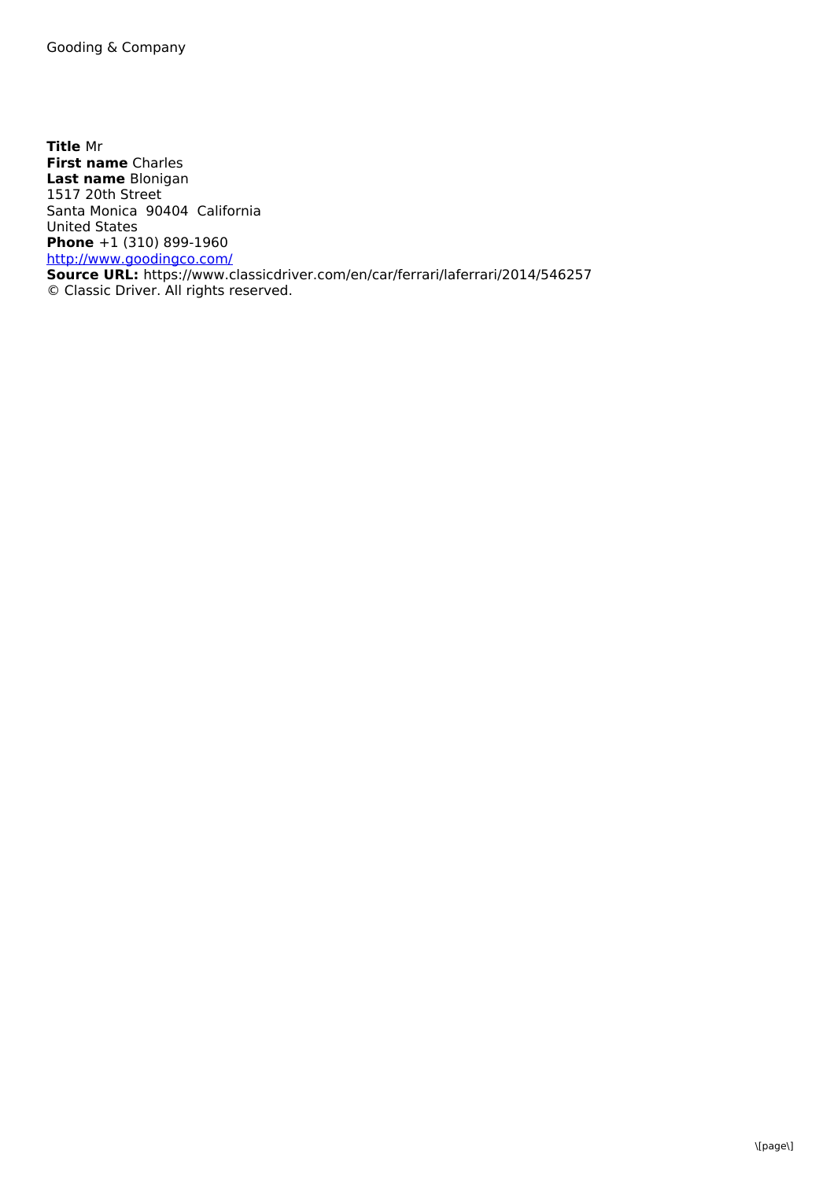Gooding & Company

**Title** Mr
**First name** Charles
**Last name** Blonigan
1517 20th Street
Santa Monica 90404 California
United States
**Phone** +1 (310) 899-1960
[http://www.goodingco.com/](http://www.goodingco.com/)
**Source URL:** https://www.classicdriver.com/en/car/ferrari/laferrari/2014/546257
© Classic Driver. All rights reserved.